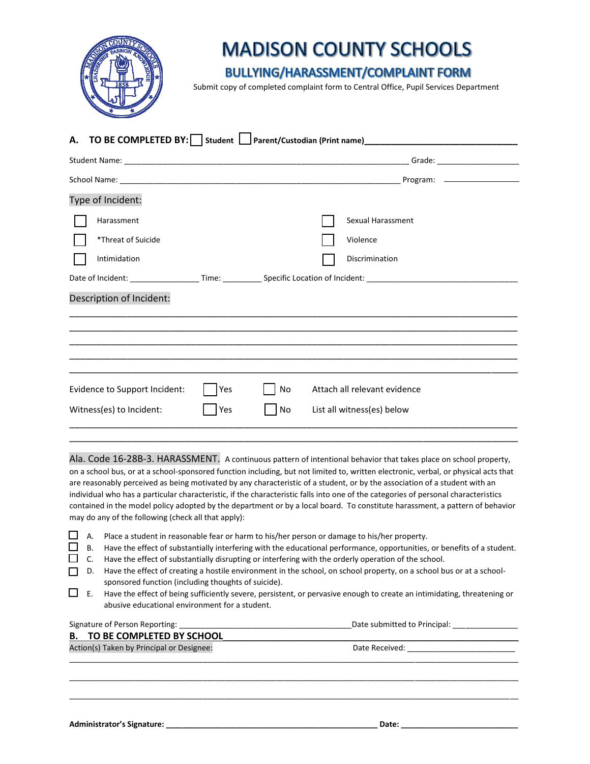# MADISON COUNTY SCHOOLS

## BULLYING/HARASSMENT/COMPLAINT FORM

Submit copy of completed complaint form to Central Office, Pupil Services Department

**A. TO BE COMPLETED BY:** ☐ **Student** ☐ **Parent/Custodian (Print name)**________________________________

Student Name: _________________________________________________________________ Grade: ___________________

School Name: _________________________________________________________________ Program: _________________

Type of Incident:

| | | | |
|---|---|---|---|
| ☐ | Harassment | ☐ | Sexual Harassment |
| ☐ | *Threat of Suicide | ☐ | Violence |
| ☐ | Intimidation | ☐ | Discrimination |

Date of Incident: _______________ Time: ________ Specific Location of Incident: _________________________________

Description of Incident:

_______________________________________________________________________________________

_______________________________________________________________________________________

_______________________________________________________________________________________

_______________________________________________________________________________________

_______________________________________________________________________________________

Evidence to Support Incident: ☐ Yes ☐ No Attach all relevant evidence

Witness(es) to Incident: ☐ Yes ☐ No List all witness(es) below

_______________________________________________________________________________________

_______________________________________________________________________________________

Ala. Code 16-28B-3. HARASSMENT. A continuous pattern of intentional behavior that takes place on school property, on a school bus, or at a school-sponsored function including, but not limited to, written electronic, verbal, or physical acts that are reasonably perceived as being motivated by any characteristic of a student, or by the association of a student with an individual who has a particular characteristic, if the characteristic falls into one of the categories of personal characteristics contained in the model policy adopted by the department or by a local board. To constitute harassment, a pattern of behavior may do any of the following (check all that apply):

☐ A. Place a student in reasonable fear or harm to his/her person or damage to his/her property.

☐ B. Have the effect of substantially interfering with the educational performance, opportunities, or benefits of a student.

☐ C. Have the effect of substantially disrupting or interfering with the orderly operation of the school.

☐ D. Have the effect of creating a hostile environment in the school, on school property, on a school bus or at a school-sponsored function (including thoughts of suicide).

☐ E. Have the effect of being sufficiently severe, persistent, or pervasive enough to create an intimidating, threatening or abusive educational environment for a student.

Signature of Person Reporting: _____________________________________ Date submitted to Principal: ______________

**B. TO BE COMPLETED BY SCHOOL**

Action(s) Taken by Principal or Designee: Date Received: ________________________

_______________________________________________________________________________________

_______________________________________________________________________________________

_______________________________________________________________________________________

**Administrator's Signature:** _______________________________________________ **Date:** ___________________________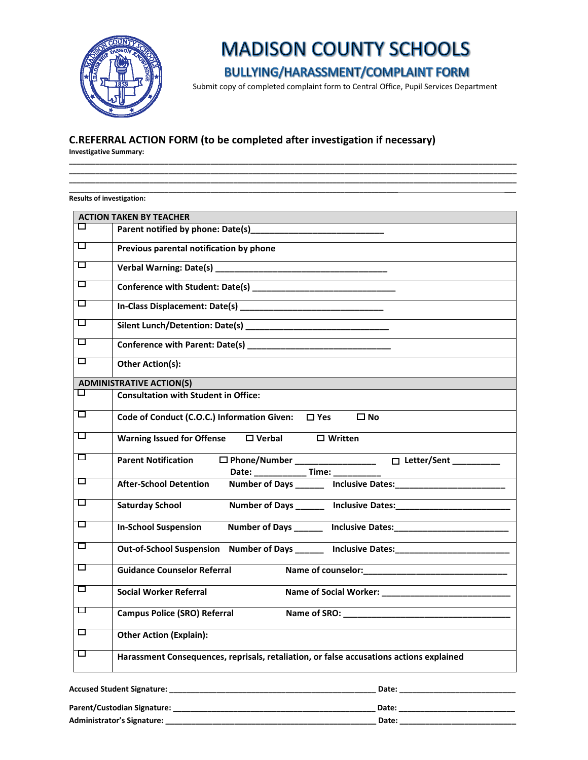# MADISON COUNTY SCHOOLS

## BULLYING/HARASSMENT/COMPLAINT FORM

Submit copy of completed complaint form to Central Office, Pupil Services Department

### C.REFERRAL ACTION FORM (to be completed after investigation if necessary)

**Investigative Summary:**

________________________________________________________________________________________________
________________________________________________________________________________________________
________________________________________________________________________________________________
________________________________________________________________________________________________

**Results of investigation:**

| | |
|---|---|
| **ACTION TAKEN BY TEACHER** | |
| ☐ | **Parent notified by phone: Date(s)____________________________** |
| ☐ | **Previous parental notification by phone** |
| ☐ | **Verbal Warning: Date(s) ____________________________________** |
| ☐ | **Conference with Student: Date(s) ______________________________** |
| ☐ | **In-Class Displacement: Date(s) ______________________________** |
| ☐ | **Silent Lunch/Detention: Date(s) ______________________________** |
| ☐ | **Conference with Parent: Date(s) ______________________________** |
| ☐ | **Other Action(s):** |
| **ADMINISTRATIVE ACTION(S)** | |
| ☐ | **Consultation with Student in Office:** |
| ☐ | **Code of Conduct (C.O.C.) Information Given: ☐ Yes ☐ No** |
| ☐ | **Warning Issued for Offense ☐ Verbal ☐ Written** |
| ☐ | **Parent Notification ☐ Phone/Number _________________ ☐ Letter/Sent __________ Date: ___________ Time: __________** |
| ☐ | **After-School Detention Number of Days ______ Inclusive Dates:_______________________** |
| ☐ | **Saturday School Number of Days ______ Inclusive Dates:________________________** |
| ☐ | **In-School Suspension Number of Days ______ Inclusive Dates:________________________** |
| ☐ | **Out-of-School Suspension Number of Days ______ Inclusive Dates:________________________** |
| ☐ | **Guidance Counselor Referral Name of counselor:______________________________** |
| ☐ | **Social Worker Referral Name of Social Worker: ___________________________** |
| ☐ | **Campus Police (SRO) Referral Name of SRO: ___________________________________** |
| ☐ | **Other Action (Explain):** |
| ☐ | **Harassment Consequences, reprisals, retaliation, or false accusations actions explained** |

**Accused Student Signature: ________________________________________________ Date: __________________________**

**Parent/Custodian Signature: ______________________________________________ Date: __________________________**

**Administrator's Signature: ________________________________________________ Date: __________________________**